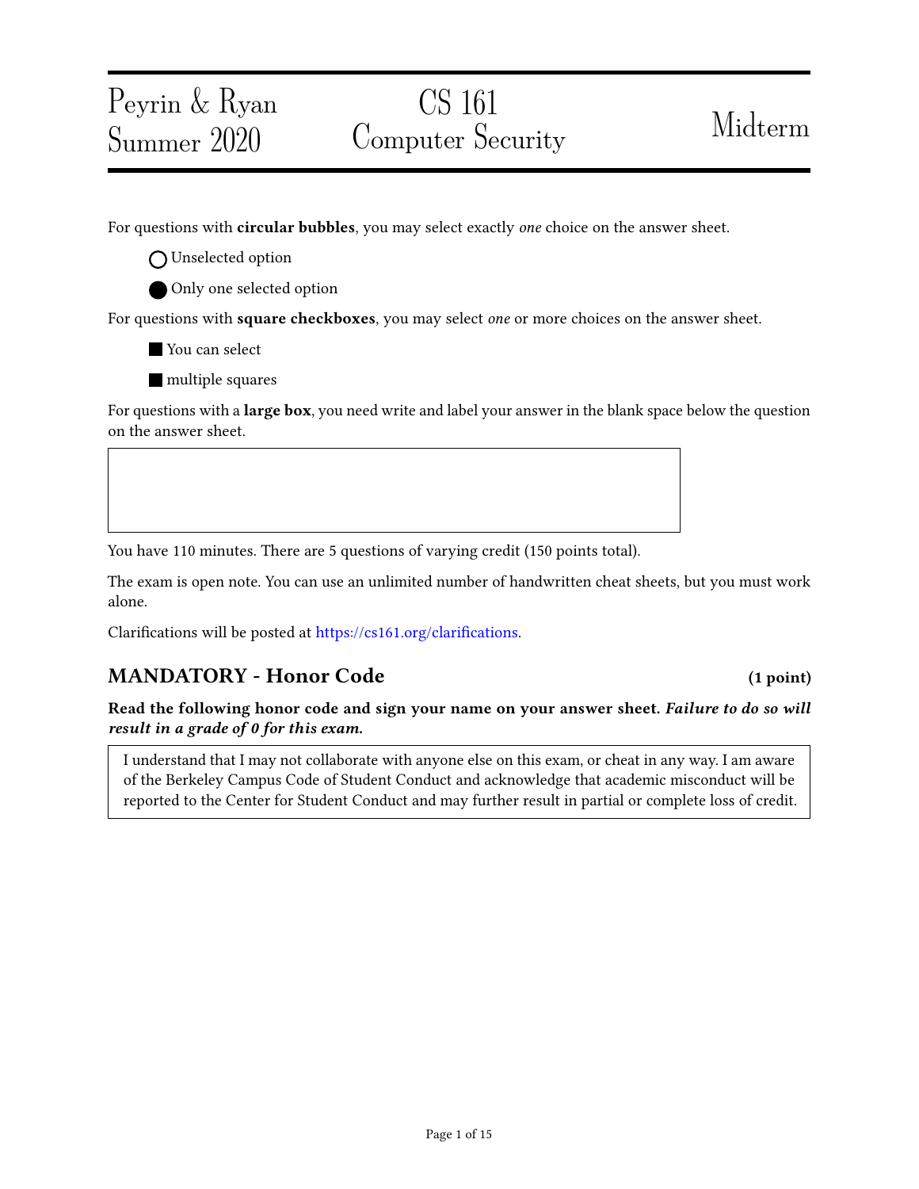Peyrin & Ryan
Summer 2020

# CS 161 Computer Security

Midterm

For questions with **circular bubbles**, you may select exactly *one* choice on the answer sheet.

- ◯ Unselected option
- ⬤ Only one selected option

For questions with **square checkboxes**, you may select *one* or more choices on the answer sheet.

- ■ You can select
- ■ multiple squares

For questions with a **large box**, you need write and label your answer in the blank space below the question on the answer sheet.

You have 110 minutes. There are 5 questions of varying credit (150 points total).

The exam is open note. You can use an unlimited number of handwritten cheat sheets, but you must work alone.

Clarifications will be posted at https://cs161.org/clarifications.

## MANDATORY - Honor Code (1 point)

**Read the following honor code and sign your name on your answer sheet.** ***Failure to do so will result in a grade of 0 for this exam.***

> I understand that I may not collaborate with anyone else on this exam, or cheat in any way. I am aware of the Berkeley Campus Code of Student Conduct and acknowledge that academic misconduct will be reported to the Center for Student Conduct and may further result in partial or complete loss of credit.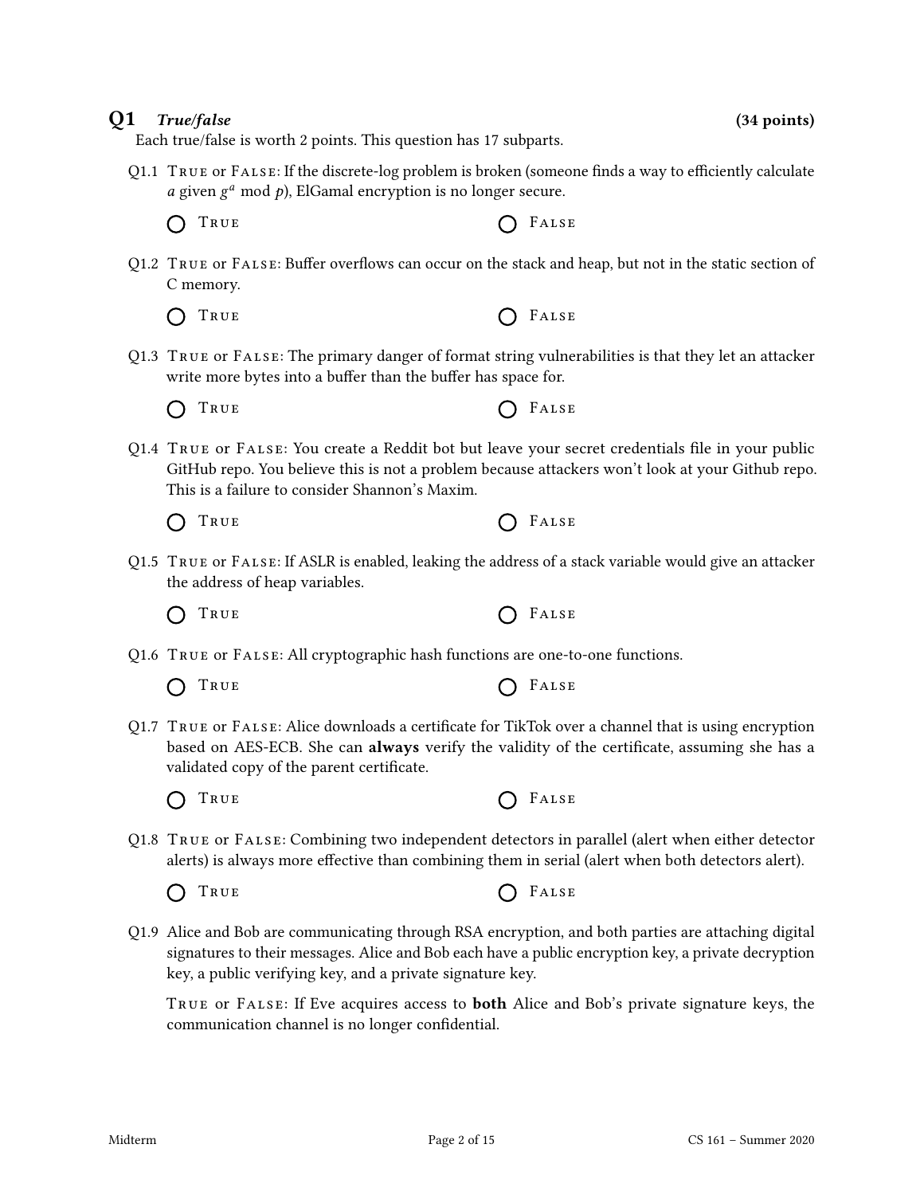## Q1 *True/false* **(34 points)**

Each true/false is worth 2 points. This question has 17 subparts.

Q1.1 True or False: If the discrete-log problem is broken (someone finds a way to efficiently calculate $a$ given $g^a \bmod p$), ElGamal encryption is no longer secure.

- ◯ True
- ◯ False

Q1.2 True or False: Buffer overflows can occur on the stack and heap, but not in the static section of C memory.

- ◯ True
- ◯ False

Q1.3 True or False: The primary danger of format string vulnerabilities is that they let an attacker write more bytes into a buffer than the buffer has space for.

- ◯ True
- ◯ False

Q1.4 True or False: You create a Reddit bot but leave your secret credentials file in your public GitHub repo. You believe this is not a problem because attackers won't look at your Github repo. This is a failure to consider Shannon's Maxim.

- ◯ True
- ◯ False

Q1.5 True or False: If ASLR is enabled, leaking the address of a stack variable would give an attacker the address of heap variables.

- ◯ True
- ◯ False

Q1.6 True or False: All cryptographic hash functions are one-to-one functions.

- ◯ True
- ◯ False

Q1.7 True or False: Alice downloads a certificate for TikTok over a channel that is using encryption based on AES-ECB. She can **always** verify the validity of the certificate, assuming she has a validated copy of the parent certificate.

- ◯ True
- ◯ False

Q1.8 True or False: Combining two independent detectors in parallel (alert when either detector alerts) is always more effective than combining them in serial (alert when both detectors alert).

- ◯ True
- ◯ False

Q1.9 Alice and Bob are communicating through RSA encryption, and both parties are attaching digital signatures to their messages. Alice and Bob each have a public encryption key, a private decryption key, a public verifying key, and a private signature key.

True or False: If Eve acquires access to **both** Alice and Bob's private signature keys, the communication channel is no longer confidential.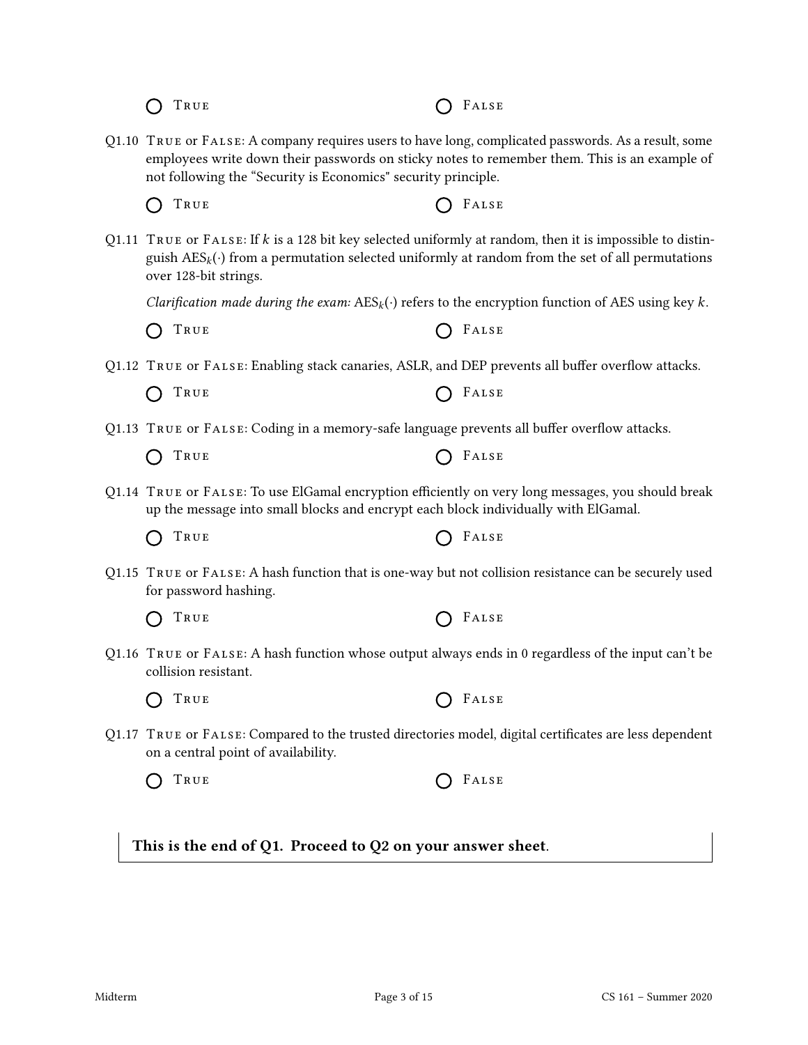◯ True ◯ False

Q1.10 True or False: A company requires users to have long, complicated passwords. As a result, some employees write down their passwords on sticky notes to remember them. This is an example of not following the “Security is Economics" security principle.

◯ True ◯ False

Q1.11 True or False: If $k$ is a 128 bit key selected uniformly at random, then it is impossible to distinguish $\text{AES}_k(\cdot)$ from a permutation selected uniformly at random from the set of all permutations over 128-bit strings.

*Clarification made during the exam:* $\text{AES}_k(\cdot)$ refers to the encryption function of AES using key $k$.

◯ True ◯ False

Q1.12 True or False: Enabling stack canaries, ASLR, and DEP prevents all buffer overflow attacks.

◯ True ◯ False

Q1.13 True or False: Coding in a memory-safe language prevents all buffer overflow attacks.

◯ True ◯ False

Q1.14 True or False: To use ElGamal encryption efficiently on very long messages, you should break up the message into small blocks and encrypt each block individually with ElGamal.

◯ True ◯ False

Q1.15 True or False: A hash function that is one-way but not collision resistance can be securely used for password hashing.

◯ True ◯ False

Q1.16 True or False: A hash function whose output always ends in 0 regardless of the input can’t be collision resistant.

◯ True ◯ False

Q1.17 True or False: Compared to the trusted directories model, digital certificates are less dependent on a central point of availability.

◯ True ◯ False

**This is the end of Q1. Proceed to Q2 on your answer sheet**.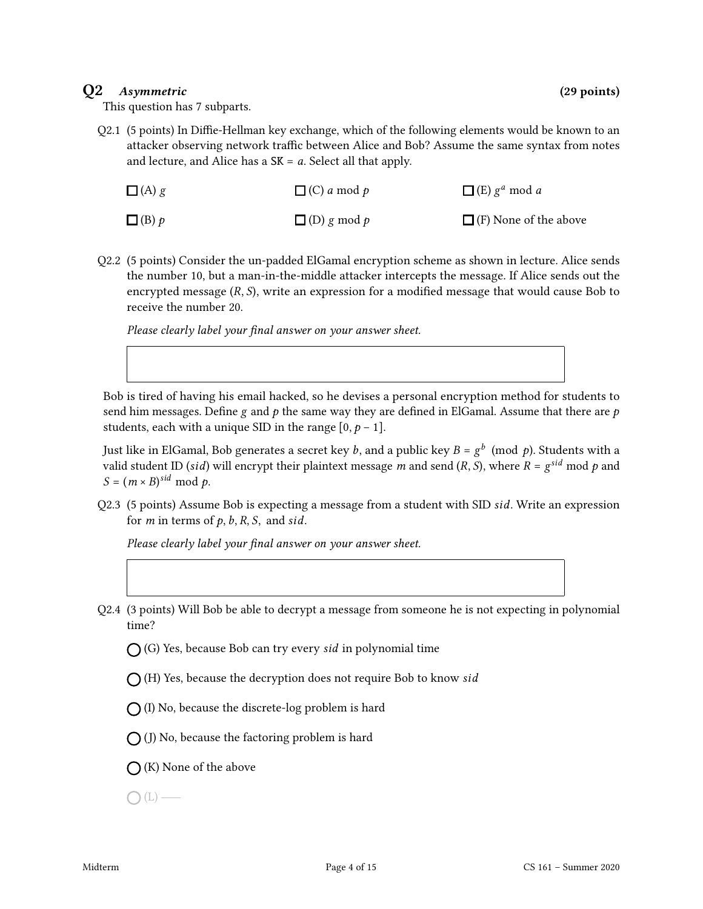## Q2 *Asymmetric* (29 points)

This question has 7 subparts.

Q2.1 (5 points) In Diffie-Hellman key exchange, which of the following elements would be known to an attacker observing network traffic between Alice and Bob? Assume the same syntax from notes and lecture, and Alice has a SK = $a$. Select all that apply.

- ☐ (A) $g$
- ☐ (B) $p$
- ☐ (C) $a \bmod p$
- ☐ (D) $g \bmod p$
- ☐ (E) $g^a \bmod a$
- ☐ (F) None of the above

Q2.2 (5 points) Consider the un-padded ElGamal encryption scheme as shown in lecture. Alice sends the number 10, but a man-in-the-middle attacker intercepts the message. If Alice sends out the encrypted message $(R, S)$, write an expression for a modified message that would cause Bob to receive the number 20.

*Please clearly label your final answer on your answer sheet.*

Bob is tired of having his email hacked, so he devises a personal encryption method for students to send him messages. Define $g$ and $p$ the same way they are defined in ElGamal. Assume that there are $p$ students, each with a unique SID in the range $[0, p-1]$.

Just like in ElGamal, Bob generates a secret key $b$, and a public key $B = g^b \pmod{p}$. Students with a valid student ID ($sid$) will encrypt their plaintext message $m$ and send $(R, S)$, where $R = g^{sid} \bmod p$ and $S = (m \times B)^{sid} \bmod p$.

Q2.3 (5 points) Assume Bob is expecting a message from a student with SID $sid$. Write an expression for $m$ in terms of $p, b, R, S,$ and $sid$.

*Please clearly label your final answer on your answer sheet.*

Q2.4 (3 points) Will Bob be able to decrypt a message from someone he is not expecting in polynomial time?

- ◯ (G) Yes, because Bob can try every $sid$ in polynomial time
- ◯ (H) Yes, because the decryption does not require Bob to know $sid$
- ◯ (I) No, because the discrete-log problem is hard
- ◯ (J) No, because the factoring problem is hard
- ◯ (K) None of the above
- ◯ (L) ——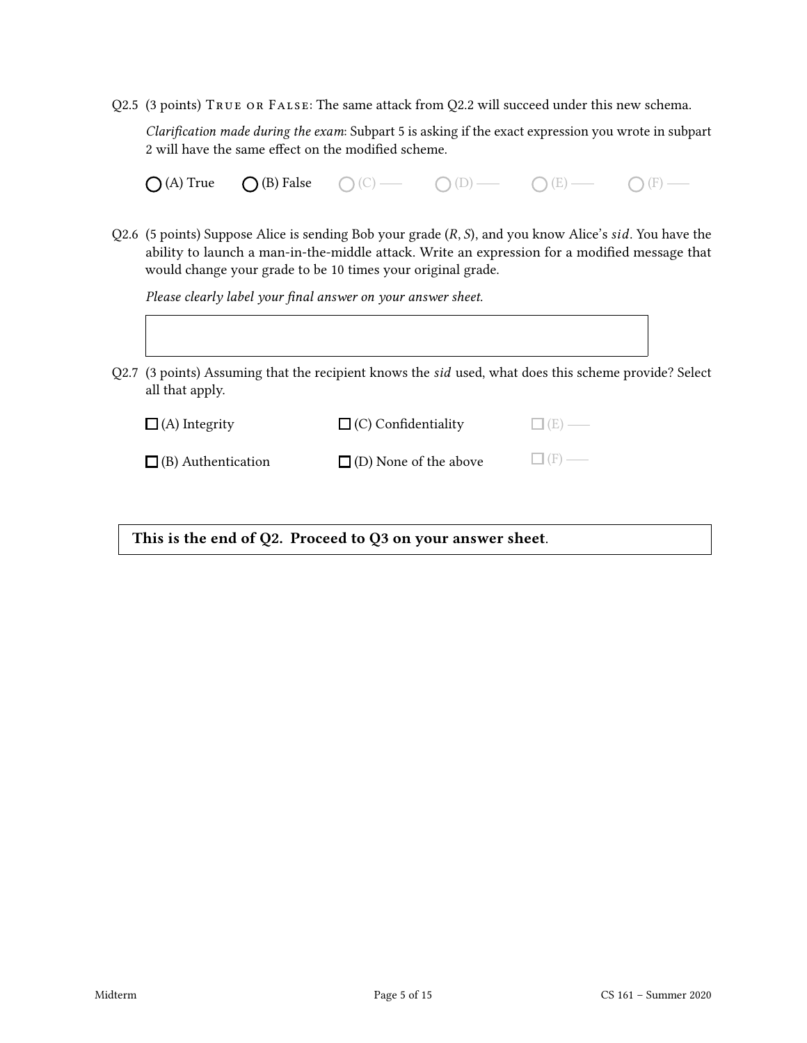Q2.5 (3 points) True or False: The same attack from Q2.2 will succeed under this new schema.

*Clarification made during the exam*: Subpart 5 is asking if the exact expression you wrote in subpart 2 will have the same effect on the modified scheme.

◯ (A) True ◯ (B) False ◯ (C) —— ◯ (D) —— ◯ (E) —— ◯ (F) ——

Q2.6 (5 points) Suppose Alice is sending Bob your grade $(R, S)$, and you know Alice's $sid$. You have the ability to launch a man-in-the-middle attack. Write an expression for a modified message that would change your grade to be 10 times your original grade.

*Please clearly label your final answer on your answer sheet.*

Q2.7 (3 points) Assuming that the recipient knows the $sid$ used, what does this scheme provide? Select all that apply.

☐ (A) Integrity

☐ (B) Authentication

☐ (C) Confidentiality

☐ (D) None of the above

☐ (E) ——

☐ (F) ——

**This is the end of Q2. Proceed to Q3 on your answer sheet.**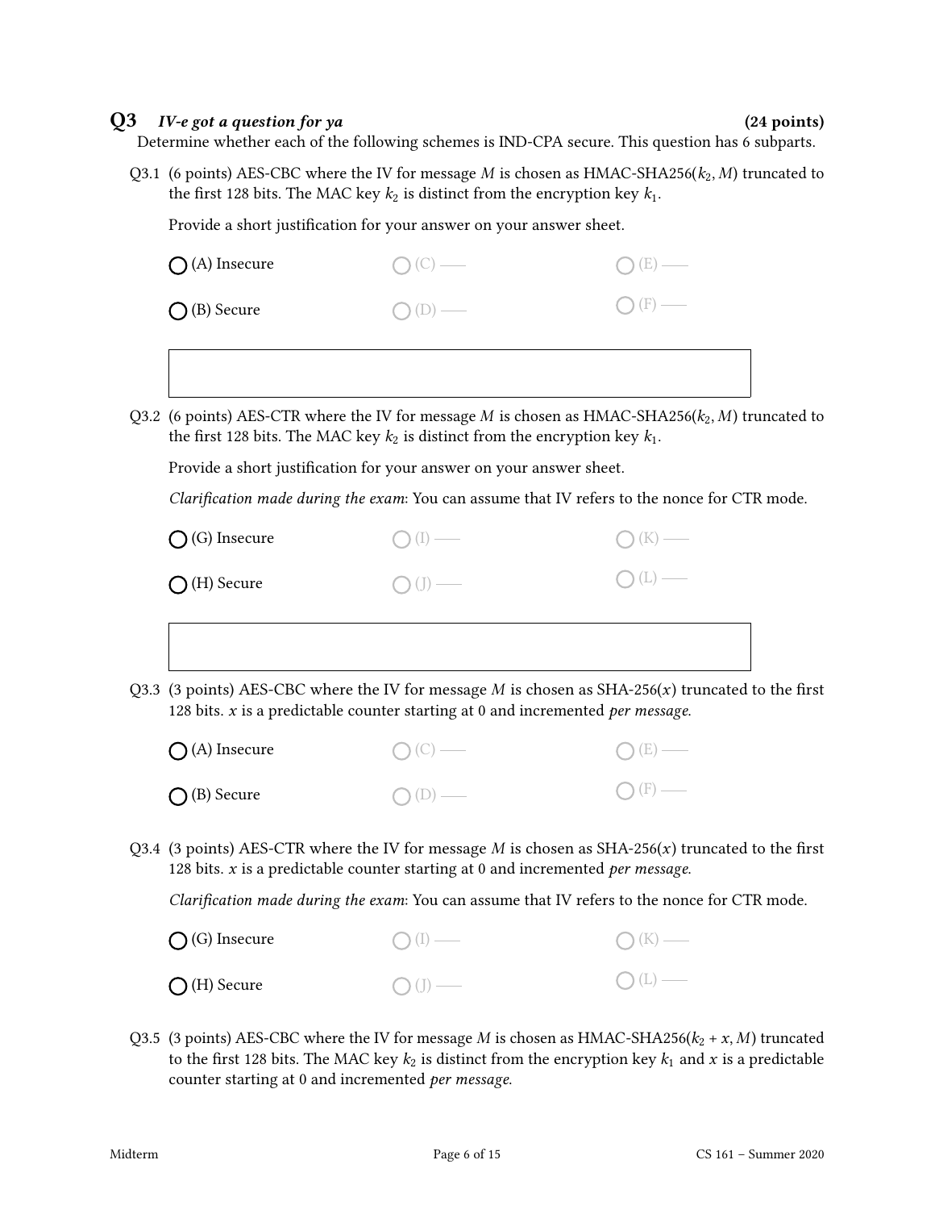## Q3 *IV-e got a question for ya* (24 points)

Determine whether each of the following schemes is IND-CPA secure. This question has 6 subparts.

Q3.1 (6 points) AES-CBC where the IV for message $M$ is chosen as HMAC-SHA256($k_2$, $M$) truncated to the first 128 bits. The MAC key $k_2$ is distinct from the encryption key $k_1$.

Provide a short justification for your answer on your answer sheet.

- ◯ (A) Insecure
- ◯ (B) Secure
- ◯ (C) ——
- ◯ (D) ——
- ◯ (E) ——
- ◯ (F) ——

Q3.2 (6 points) AES-CTR where the IV for message $M$ is chosen as HMAC-SHA256($k_2$, $M$) truncated to the first 128 bits. The MAC key $k_2$ is distinct from the encryption key $k_1$.

Provide a short justification for your answer on your answer sheet.

*Clarification made during the exam*: You can assume that IV refers to the nonce for CTR mode.

- ◯ (G) Insecure
- ◯ (H) Secure
- ◯ (I) ——
- ◯ (J) ——
- ◯ (K) ——
- ◯ (L) ——

Q3.3 (3 points) AES-CBC where the IV for message $M$ is chosen as SHA-256($x$) truncated to the first 128 bits. $x$ is a predictable counter starting at 0 and incremented *per message*.

- ◯ (A) Insecure
- ◯ (B) Secure
- ◯ (C) ——
- ◯ (D) ——
- ◯ (E) ——
- ◯ (F) ——

Q3.4 (3 points) AES-CTR where the IV for message $M$ is chosen as SHA-256($x$) truncated to the first 128 bits. $x$ is a predictable counter starting at 0 and incremented *per message*.

*Clarification made during the exam*: You can assume that IV refers to the nonce for CTR mode.

- ◯ (G) Insecure
- ◯ (H) Secure
- ◯ (I) ——
- ◯ (J) ——
- ◯ (K) ——
- ◯ (L) ——

Q3.5 (3 points) AES-CBC where the IV for message $M$ is chosen as HMAC-SHA256($k_2 + x$, $M$) truncated to the first 128 bits. The MAC key $k_2$ is distinct from the encryption key $k_1$ and $x$ is a predictable counter starting at 0 and incremented *per message*.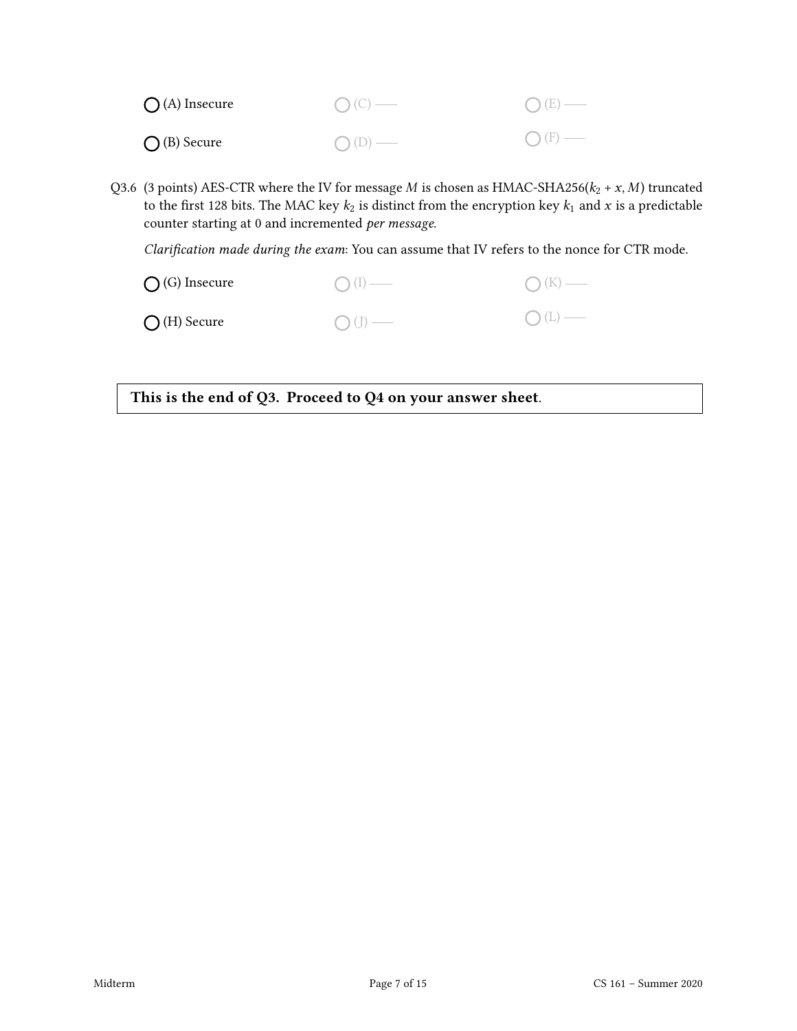○ (A) Insecure ○ (C) —— ○ (E) ——

○ (B) Secure ○ (D) —— ○ (F) ——

Q3.6 (3 points) AES-CTR where the IV for message $M$ is chosen as HMAC-SHA256($k_2 + x$, $M$) truncated to the first 128 bits. The MAC key $k_2$ is distinct from the encryption key $k_1$ and $x$ is a predictable counter starting at 0 and incremented *per message*.

*Clarification made during the exam*: You can assume that IV refers to the nonce for CTR mode.

○ (G) Insecure ○ (I) —— ○ (K) ——

○ (H) Secure ○ (J) —— ○ (L) ——

**This is the end of Q3. Proceed to Q4 on your answer sheet**.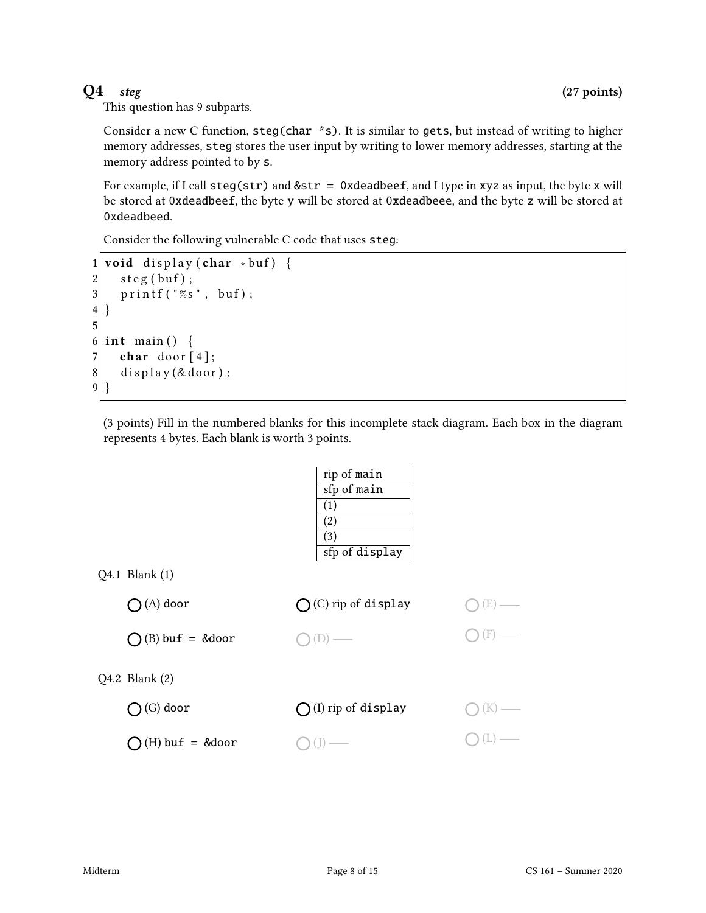## Q4 *steg* **(27 points)**

This question has 9 subparts.

Consider a new C function, `steg(char *s)`. It is similar to `gets`, but instead of writing to higher memory addresses, `steg` stores the user input by writing to lower memory addresses, starting at the memory address pointed to by `s`.

For example, if I call `steg(str)` and `&str = 0xdeadbeef`, and I type in `xyz` as input, the byte `x` will be stored at `0xdeadbeef`, the byte `y` will be stored at `0xdeadbeee`, and the byte `z` will be stored at `0xdeadbeed`.

Consider the following vulnerable C code that uses `steg`:

```
1 void display(char *buf) {
2   steg(buf);
3   printf("%s", buf);
4 }
5
6 int main() {
7   char door[4];
8   display(&door);
9 }
```

(3 points) Fill in the numbered blanks for this incomplete stack diagram. Each box in the diagram represents 4 bytes. Each blank is worth 3 points.

| |
|---|
| rip of `main` |
| sfp of `main` |
| (1) |
| (2) |
| (3) |
| sfp of `display` |

Q4.1 Blank (1)

- ◯ (A) `door`
- ◯ (B) `buf = &door`
- ◯ (C) rip of `display`
- ◯ (D) ——
- ◯ (E) ——
- ◯ (F) ——

Q4.2 Blank (2)

- ◯ (G) `door`
- ◯ (H) `buf = &door`
- ◯ (I) rip of `display`
- ◯ (J) ——
- ◯ (K) ——
- ◯ (L) ——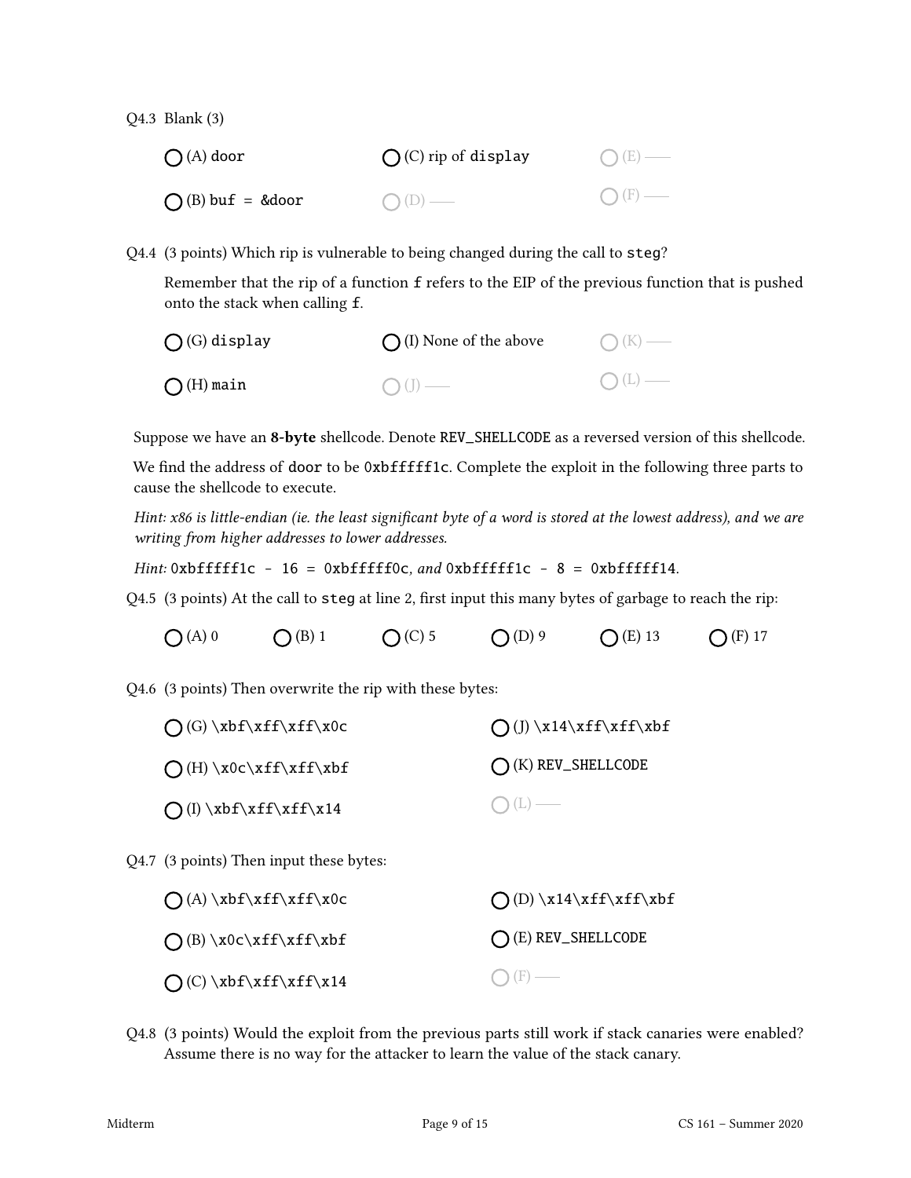Q4.3 Blank (3)

◯ (A) `door` ◯ (C) rip of `display` ◯ (E) ——

◯ (B) `buf = &door` ◯ (D) —— ◯ (F) ——

Q4.4 (3 points) Which rip is vulnerable to being changed during the call to `steg`?

Remember that the rip of a function `f` refers to the EIP of the previous function that is pushed onto the stack when calling `f`.

◯ (G) `display` ◯ (I) None of the above ◯ (K) ——

◯ (H) `main` ◯ (J) —— ◯ (L) ——

Suppose we have an **8-byte** shellcode. Denote `REV_SHELLCODE` as a reversed version of this shellcode.

We find the address of `door` to be `0xbffffff1c`. Complete the exploit in the following three parts to cause the shellcode to execute.

*Hint: x86 is little-endian (ie. the least significant byte of a word is stored at the lowest address), and we are writing from higher addresses to lower addresses.*

*Hint:* `0xbffffff1c - 16 = 0xbffffff0c`*, and* `0xbffffff1c - 8 = 0xbffffff14`*.*

Q4.5 (3 points) At the call to `steg` at line 2, first input this many bytes of garbage to reach the rip:

◯ (A) 0 ◯ (B) 1 ◯ (C) 5 ◯ (D) 9 ◯ (E) 13 ◯ (F) 17

Q4.6 (3 points) Then overwrite the rip with these bytes:

◯ (G) `\xbf\xff\xff\x0c` ◯ (J) `\x14\xff\xff\xbf`

◯ (H) `\x0c\xff\xff\xbf` ◯ (K) `REV_SHELLCODE`

◯ (I) `\xbf\xff\xff\x14` ◯ (L) ——

Q4.7 (3 points) Then input these bytes:

◯ (A) `\xbf\xff\xff\x0c` ◯ (D) `\x14\xff\xff\xbf`

◯ (B) `\x0c\xff\xff\xbf` ◯ (E) `REV_SHELLCODE`

◯ (C) `\xbf\xff\xff\x14` ◯ (F) ——

Q4.8 (3 points) Would the exploit from the previous parts still work if stack canaries were enabled? Assume there is no way for the attacker to learn the value of the stack canary.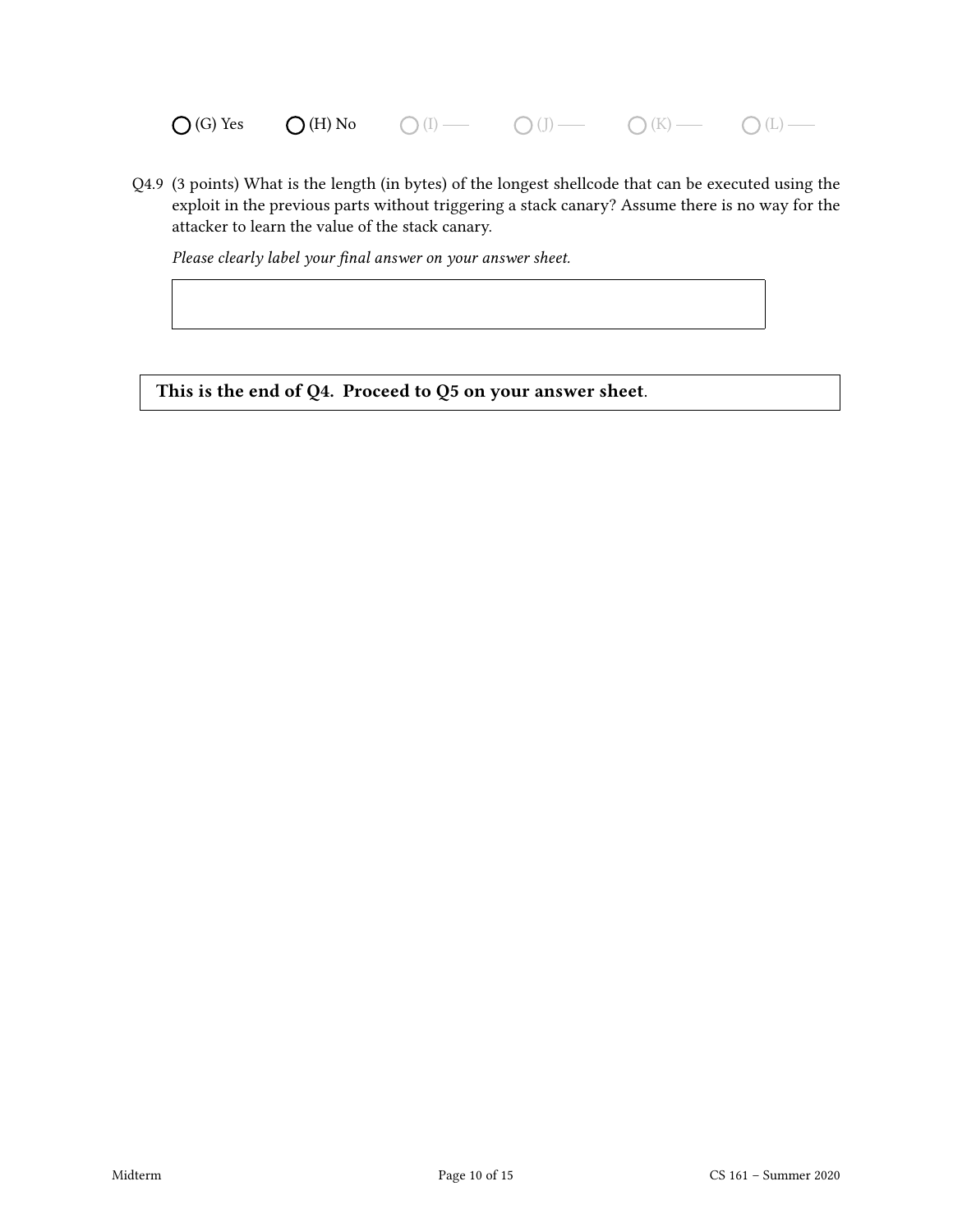◯ (G) Yes ◯ (H) No ◯ (I) —— ◯ (J) —— ◯ (K) —— ◯ (L) ——

Q4.9 (3 points) What is the length (in bytes) of the longest shellcode that can be executed using the exploit in the previous parts without triggering a stack canary? Assume there is no way for the attacker to learn the value of the stack canary.

*Please clearly label your final answer on your answer sheet.*

| |
|---|
| |

**This is the end of Q4. Proceed to Q5 on your answer sheet.**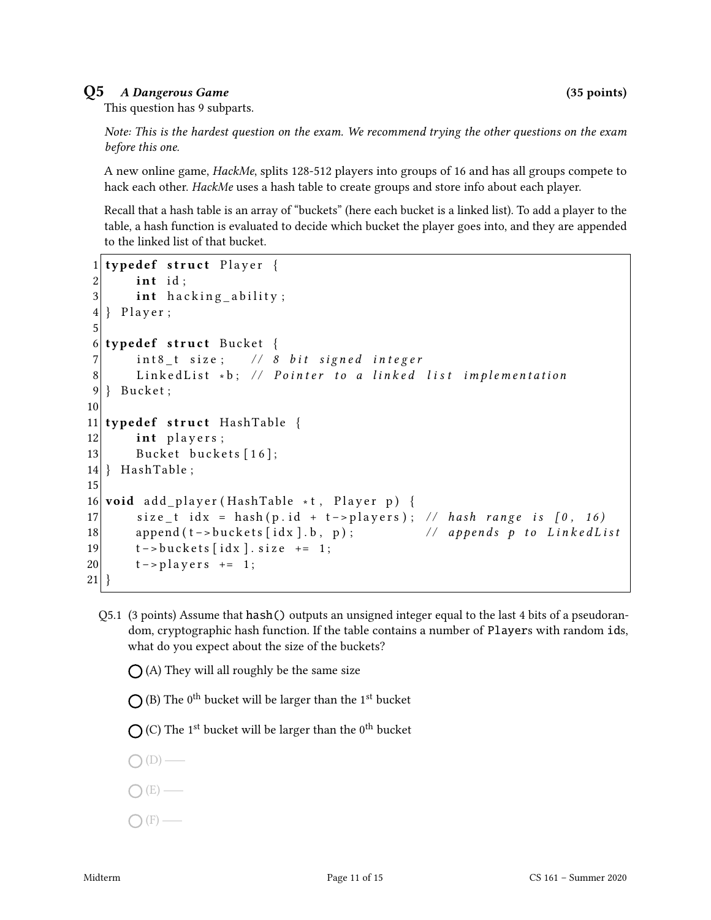## Q5 *A Dangerous Game* (35 points)

This question has 9 subparts.

*Note: This is the hardest question on the exam. We recommend trying the other questions on the exam before this one.*

A new online game, *HackMe*, splits 128-512 players into groups of 16 and has all groups compete to hack each other. *HackMe* uses a hash table to create groups and store info about each player.

Recall that a hash table is an array of "buckets" (here each bucket is a linked list). To add a player to the table, a hash function is evaluated to decide which bucket the player goes into, and they are appended to the linked list of that bucket.

```
1  typedef struct Player {
2      int id;
3      int hacking_ability;
4  } Player;
5
6  typedef struct Bucket {
7      int8_t size;    // 8 bit signed integer
8      LinkedList *b; // Pointer to a linked list implementation
9  } Bucket;
10
11 typedef struct HashTable {
12     int players;
13     Bucket buckets[16];
14 } HashTable;
15
16 void add_player(HashTable *t, Player p) {
17     size_t idx = hash(p.id + t->players); // hash range is [0, 16)
18     append(t->buckets[idx].b, p);         // appends p to LinkedList
19     t->buckets[idx].size += 1;
20     t->players += 1;
21 }
```

Q5.1 (3 points) Assume that `hash()` outputs an unsigned integer equal to the last 4 bits of a pseudorandom, cryptographic hash function. If the table contains a number of `Player`s with random `id`s, what do you expect about the size of the buckets?

- ◯ (A) They will all roughly be the same size
- ◯ (B) The $0^{\text{th}}$ bucket will be larger than the $1^{\text{st}}$ bucket
- ◯ (C) The $1^{\text{st}}$ bucket will be larger than the $0^{\text{th}}$ bucket
- ◯ (D) ——
- ◯ (E) ——
- ◯ (F) ——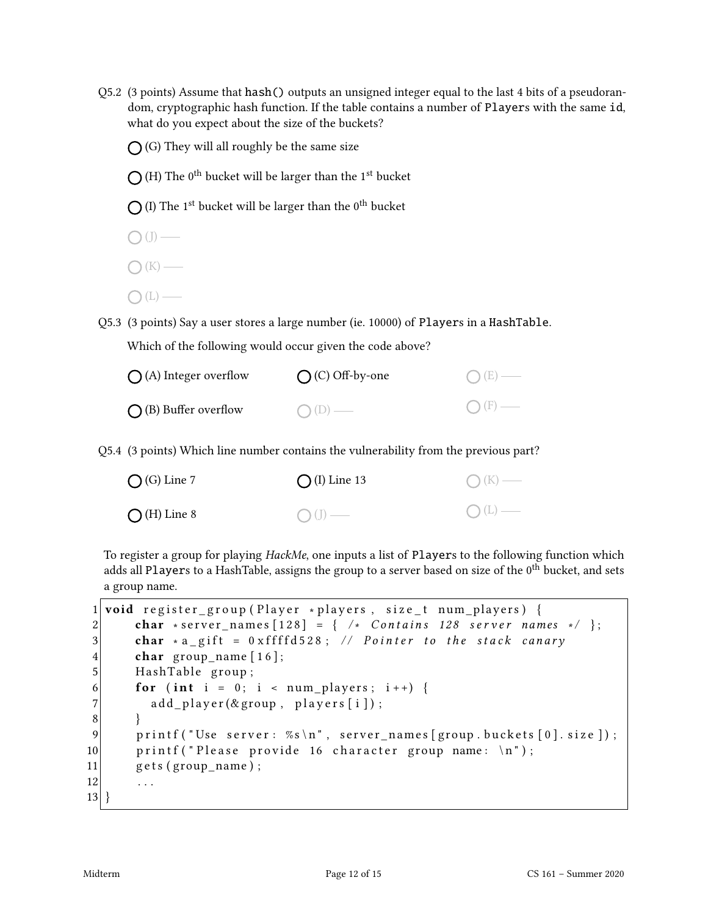Q5.2 (3 points) Assume that `hash()` outputs an unsigned integer equal to the last 4 bits of a pseudorandom, cryptographic hash function. If the table contains a number of `Player`s with the same `id`, what do you expect about the size of the buckets?

◯ (G) They will all roughly be the same size

◯ (H) The 0th bucket will be larger than the 1st bucket

◯ (I) The 1st bucket will be larger than the 0th bucket

◯ (J) ——

◯ (K) ——

◯ (L) ——

Q5.3 (3 points) Say a user stores a large number (ie. 10000) of `Player`s in a `HashTable`.

Which of the following would occur given the code above?

◯ (A) Integer overflow　　◯ (C) Off-by-one　　◯ (E) ——

◯ (B) Buffer overflow　　◯ (D) ——　　◯ (F) ——

Q5.4 (3 points) Which line number contains the vulnerability from the previous part?

◯ (G) Line 7　　◯ (I) Line 13　　◯ (K) ——

◯ (H) Line 8　　◯ (J) ——　　◯ (L) ——

To register a group for playing *HackMe*, one inputs a list of `Player`s to the following function which adds all `Player`s to a HashTable, assigns the group to a server based on size of the 0th bucket, and sets a group name.

```
1  void register_group(Player *players, size_t num_players) {
2      char *server_names[128] = { /* Contains 128 server names */ };
3      char *a_gift = 0xffffd528; // Pointer to the stack canary
4      char group_name[16];
5      HashTable group;
6      for (int i = 0; i < num_players; i++) {
7        add_player(&group, players[i]);
8      }
9      printf("Use server: %s\n", server_names[group.buckets[0].size]);
10     printf("Please provide 16 character group name: \n");
11     gets(group_name);
12     ...
13 }
```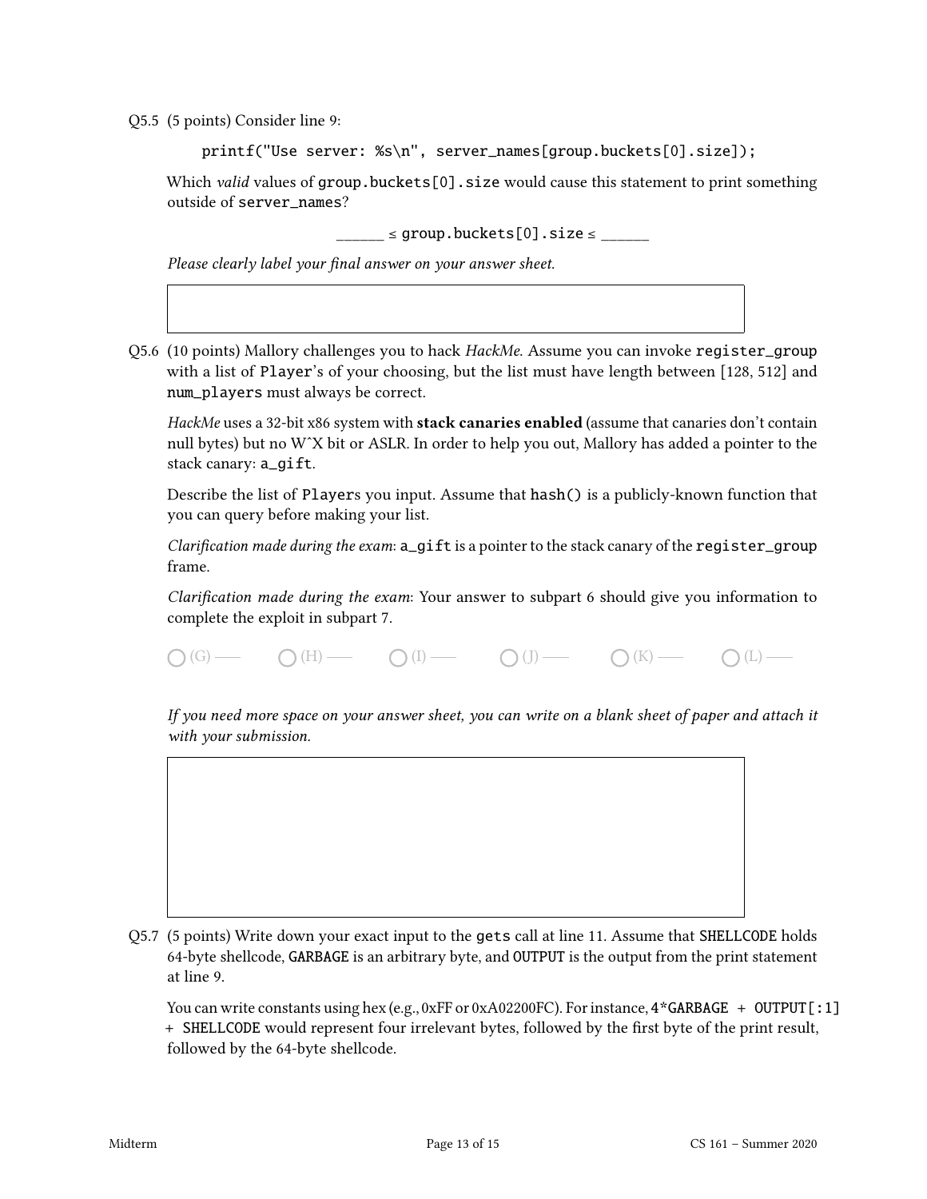Q5.5 (5 points) Consider line 9:

```
printf("Use server: %s\n", server_names[group.buckets[0].size]);
```

Which *valid* values of `group.buckets[0].size` would cause this statement to print something outside of `server_names`?

______ ≤ `group.buckets[0].size` ≤ ______

*Please clearly label your final answer on your answer sheet.*

Q5.6 (10 points) Mallory challenges you to hack *HackMe*. Assume you can invoke `register_group` with a list of `Player`'s of your choosing, but the list must have length between [128, 512] and `num_players` must always be correct.

*HackMe* uses a 32-bit x86 system with **stack canaries enabled** (assume that canaries don't contain null bytes) but no W^X bit or ASLR. In order to help you out, Mallory has added a pointer to the stack canary: `a_gift`.

Describe the list of `Player`s you input. Assume that `hash()` is a publicly-known function that you can query before making your list.

*Clarification made during the exam*: `a_gift` is a pointer to the stack canary of the `register_group` frame.

*Clarification made during the exam*: Your answer to subpart 6 should give you information to complete the exploit in subpart 7.

◯ (G) —— ◯ (H) —— ◯ (I) —— ◯ (J) —— ◯ (K) —— ◯ (L) ——

*If you need more space on your answer sheet, you can write on a blank sheet of paper and attach it with your submission.*

Q5.7 (5 points) Write down your exact input to the `gets` call at line 11. Assume that `SHELLCODE` holds 64-byte shellcode, `GARBAGE` is an arbitrary byte, and `OUTPUT` is the output from the print statement at line 9.

You can write constants using hex (e.g., 0xFF or 0xA02200FC). For instance, `4*GARBAGE + OUTPUT[:1] + SHELLCODE` would represent four irrelevant bytes, followed by the first byte of the print result, followed by the 64-byte shellcode.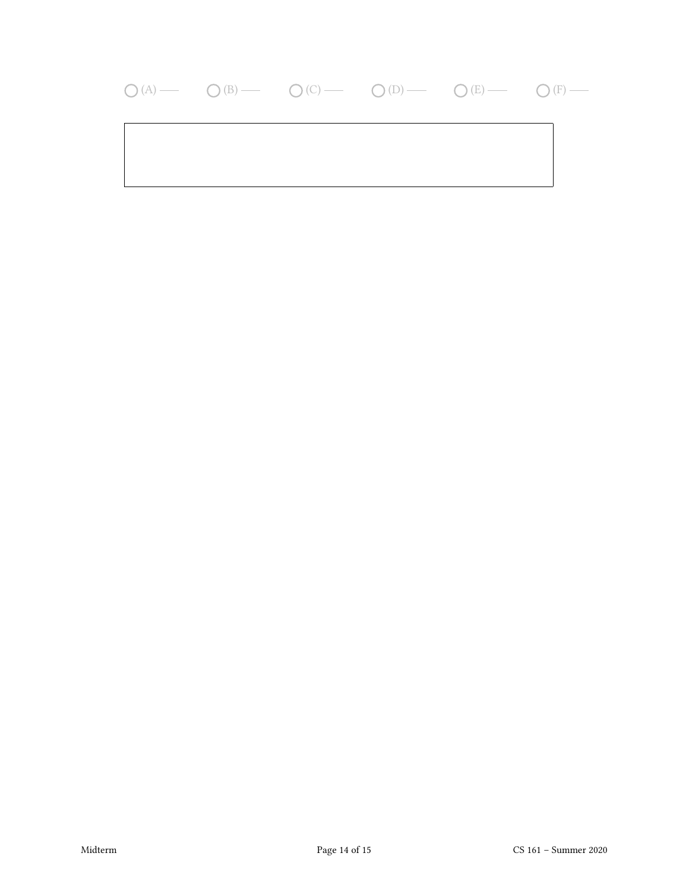○ (A) —— ○ (B) —— ○ (C) —— ○ (D) —— ○ (E) —— ○ (F) ——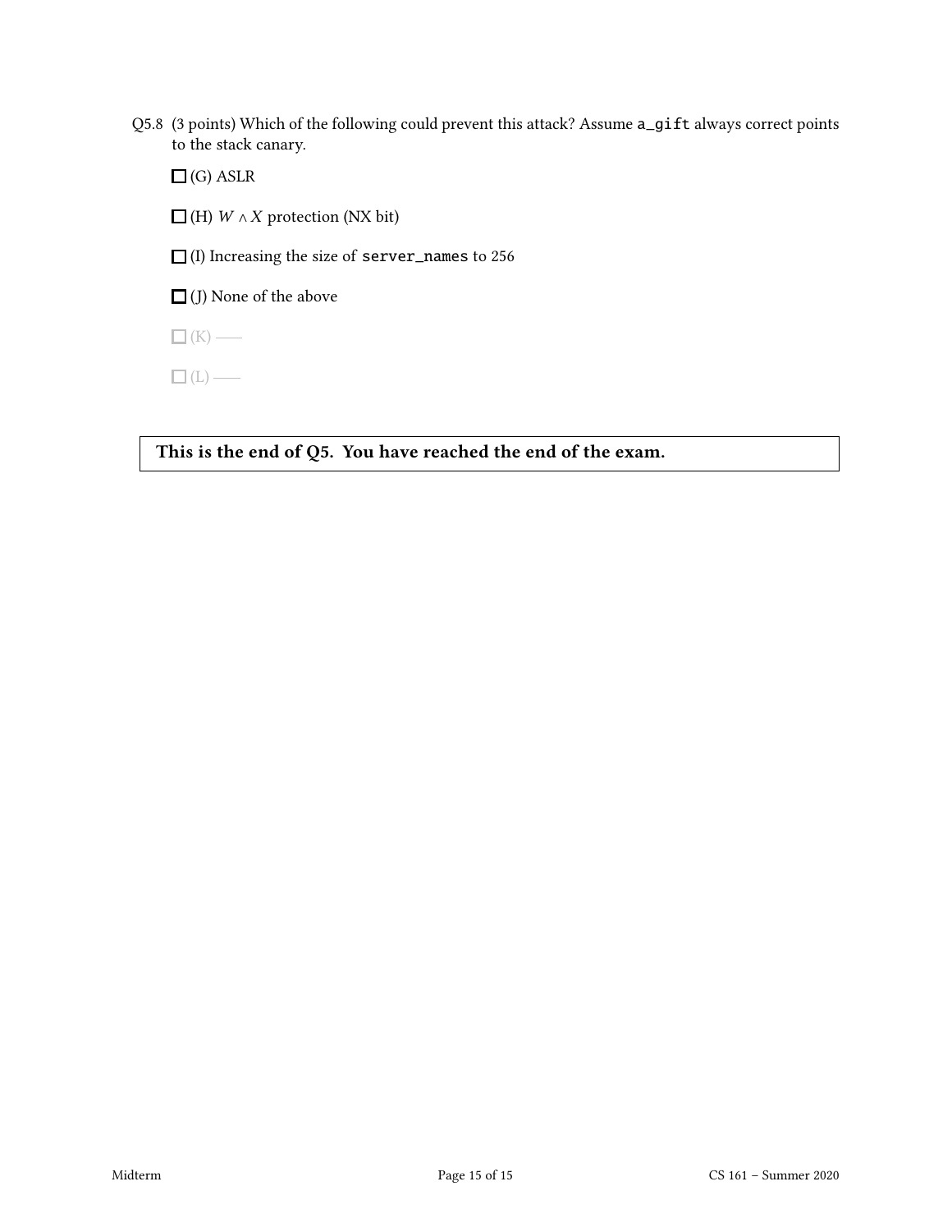Q5.8 (3 points) Which of the following could prevent this attack? Assume `a_gift` always correct points to the stack canary.

☐ (G) ASLR

☐ (H) $W \wedge X$ protection (NX bit)

☐ (I) Increasing the size of `server_names` to 256

☐ (J) None of the above

☐ (K) ——

☐ (L) ——

**This is the end of Q5. You have reached the end of the exam.**